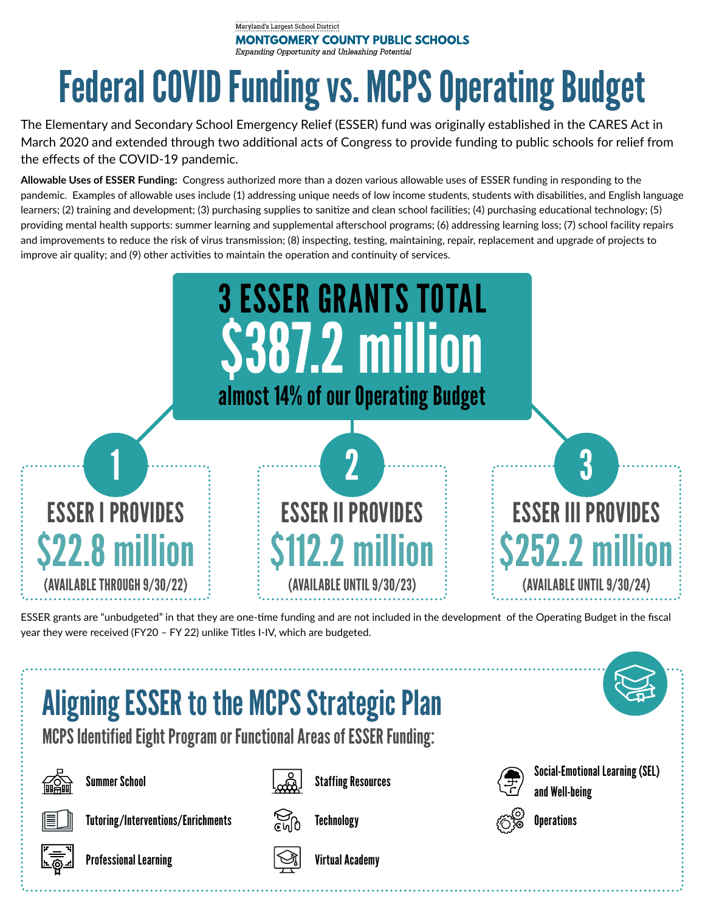Maryland's Largest School District

**MONTGOMERY COUNTY PUBLIC SCHOOLS**

*Expanding Opportunity and Unleashing Potential*

# Federal COVID Funding vs. MCPS Operating Budget

The Elementary and Secondary School Emergency Relief (ESSER) fund was originally established in the CARES Act in March 2020 and extended through two additional acts of Congress to provide funding to public schools for relief from the effects of the COVID-19 pandemic.

**Allowable Uses of ESSER Funding:** Congress authorized more than a dozen various allowable uses of ESSER funding in responding to the pandemic. Examples of allowable uses include (1) addressing unique needs of low income students, students with disabilities, and English language learners; (2) training and development; (3) purchasing supplies to sanitize and clean school facilities; (4) purchasing educational technology; (5) providing mental health supports: summer learning and supplemental afterschool programs; (6) addressing learning loss; (7) school facility repairs and improvements to reduce the risk of virus transmission; (8) inspecting, testing, maintaining, repair, replacement and upgrade of projects to improve air quality; and (9) other activities to maintain the operation and continuity of services.

## 3 ESSER GRANTS TOTAL $387.2 million

**almost 14% of our Operating Budget**

### 1 — ESSER I PROVIDES $22.8 million

(AVAILABLE THROUGH 9/30/22)

### 2 — ESSER II PROVIDES $112.2 million

(AVAILABLE UNTIL 9/30/23)

### 3 — ESSER III PROVIDES $252.2 million

(AVAILABLE UNTIL 9/30/24)

ESSER grants are "unbudgeted" in that they are one-time funding and are not included in the development of the Operating Budget in the fiscal year they were received (FY20 – FY 22) unlike Titles I-IV, which are budgeted.

## Aligning ESSER to the MCPS Strategic Plan

### MCPS Identified Eight Program or Functional Areas of ESSER Funding:

- Summer School
- Tutoring/Interventions/Enrichments
- Professional Learning
- Staffing Resources
- Technology
- Virtual Academy
- Social-Emotional Learning (SEL) and Well-being
- Operations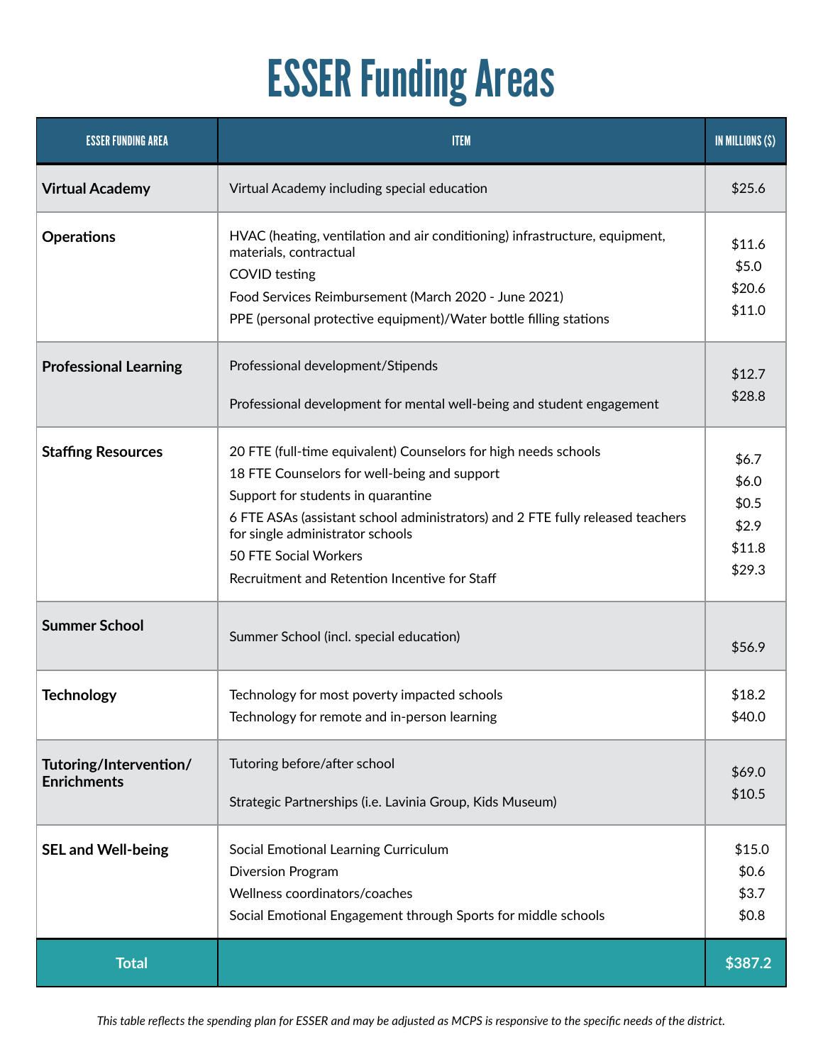# ESSER Funding Areas

| ESSER FUNDING AREA | ITEM | IN MILLIONS ($) |
|---|---|---|
| **Virtual Academy** | Virtual Academy including special education | $25.6 |
| **Operations** | HVAC (heating, ventilation and air conditioning) infrastructure, equipment, materials, contractual | $11.6 |
| | COVID testing | $5.0 |
| | Food Services Reimbursement (March 2020 - June 2021) | $20.6 |
| | PPE (personal protective equipment)/Water bottle filling stations | $11.0 |
| **Professional Learning** | Professional development/Stipends | $12.7 |
| | Professional development for mental well-being and student engagement | $28.8 |
| **Staffing Resources** | 20 FTE (full-time equivalent) Counselors for high needs schools | $6.7 |
| | 18 FTE Counselors for well-being and support | $6.0 |
| | Support for students in quarantine | $0.5 |
| | 6 FTE ASAs (assistant school administrators) and 2 FTE fully released teachers for single administrator schools | $2.9 |
| | 50 FTE Social Workers | $11.8 |
| | Recruitment and Retention Incentive for Staff | $29.3 |
| **Summer School** | Summer School (incl. special education) | $56.9 |
| **Technology** | Technology for most poverty impacted schools | $18.2 |
| | Technology for remote and in-person learning | $40.0 |
| **Tutoring/Intervention/ Enrichments** | Tutoring before/after school | $69.0 |
| | Strategic Partnerships (i.e. Lavinia Group, Kids Museum) | $10.5 |
| **SEL and Well-being** | Social Emotional Learning Curriculum | $15.0 |
| | Diversion Program | $0.6 |
| | Wellness coordinators/coaches | $3.7 |
| | Social Emotional Engagement through Sports for middle schools | $0.8 |
| **Total** | | **$387.2** |

*This table reflects the spending plan for ESSER and may be adjusted as MCPS is responsive to the specific needs of the district.*